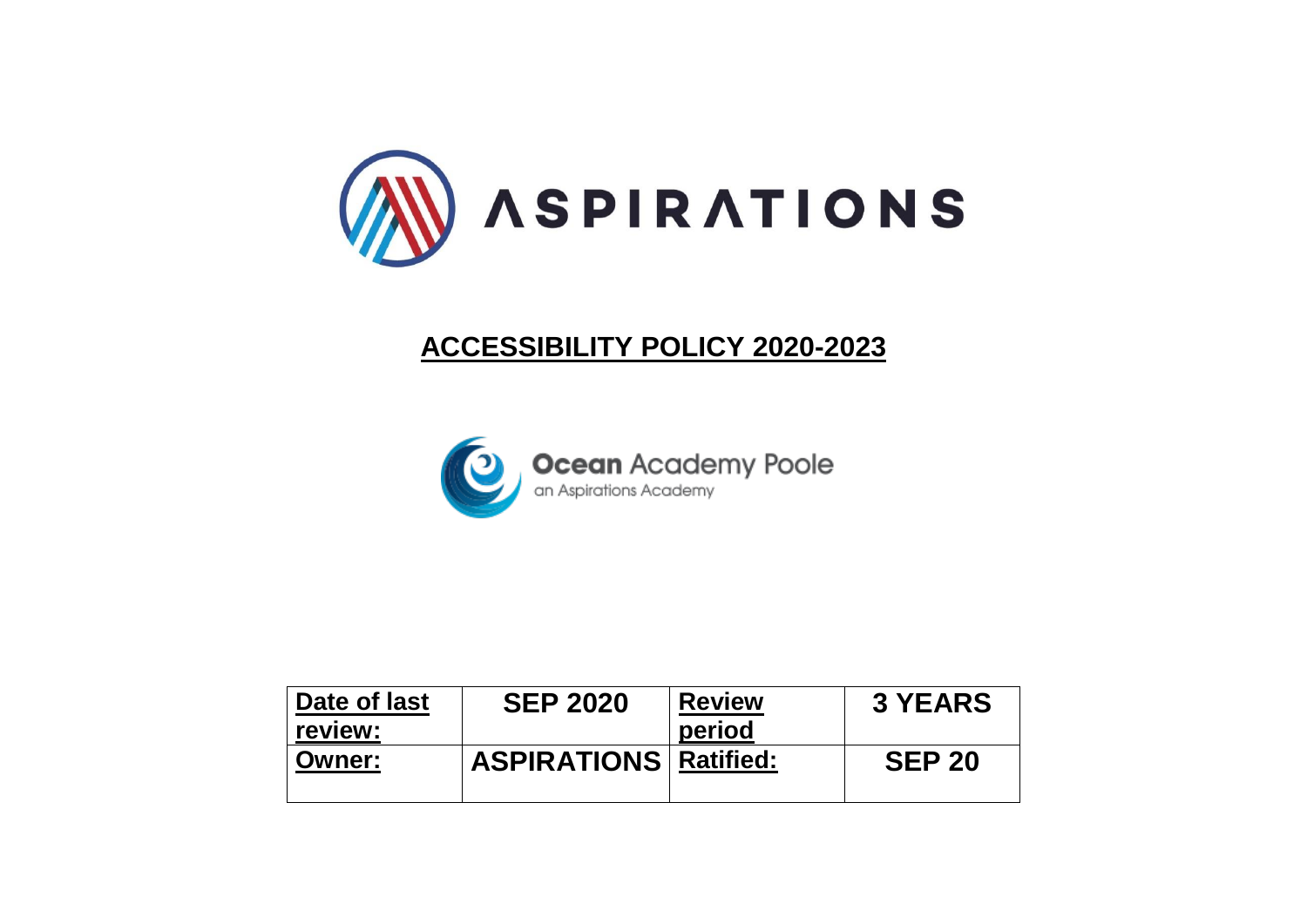ASPIRATIONS

# ACCESSIBILITY POLICY 2020-2023

**Ocean** Academy Poole
an Aspirations Academy

| **Date of last review:** | **SEP 2020** | **Review period** | **3 YEARS** |
|---|---|---|---|
| **Owner:** | **ASPIRATIONS** | **Ratified:** | **SEP 20** |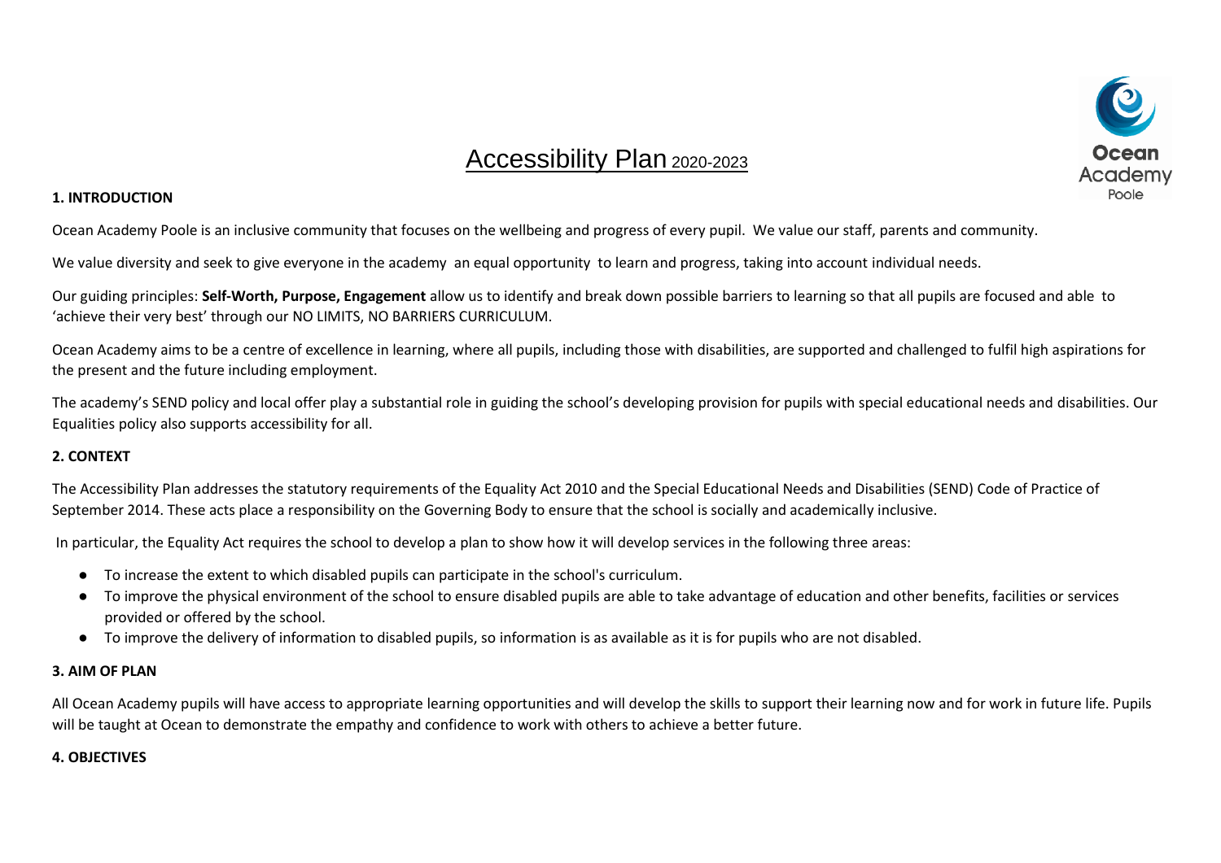# Accessibility Plan 2020-2023

## 1. INTRODUCTION

Ocean Academy Poole is an inclusive community that focuses on the wellbeing and progress of every pupil. We value our staff, parents and community.

We value diversity and seek to give everyone in the academy an equal opportunity to learn and progress, taking into account individual needs.

Our guiding principles: **Self-Worth, Purpose, Engagement** allow us to identify and break down possible barriers to learning so that all pupils are focused and able to 'achieve their very best' through our NO LIMITS, NO BARRIERS CURRICULUM.

Ocean Academy aims to be a centre of excellence in learning, where all pupils, including those with disabilities, are supported and challenged to fulfil high aspirations for the present and the future including employment.

The academy's SEND policy and local offer play a substantial role in guiding the school's developing provision for pupils with special educational needs and disabilities. Our Equalities policy also supports accessibility for all.

## 2. CONTEXT

The Accessibility Plan addresses the statutory requirements of the Equality Act 2010 and the Special Educational Needs and Disabilities (SEND) Code of Practice of September 2014. These acts place a responsibility on the Governing Body to ensure that the school is socially and academically inclusive.

In particular, the Equality Act requires the school to develop a plan to show how it will develop services in the following three areas:

- To increase the extent to which disabled pupils can participate in the school's curriculum.
- To improve the physical environment of the school to ensure disabled pupils are able to take advantage of education and other benefits, facilities or services provided or offered by the school.
- To improve the delivery of information to disabled pupils, so information is as available as it is for pupils who are not disabled.

## 3. AIM OF PLAN

All Ocean Academy pupils will have access to appropriate learning opportunities and will develop the skills to support their learning now and for work in future life. Pupils will be taught at Ocean to demonstrate the empathy and confidence to work with others to achieve a better future.

## 4. OBJECTIVES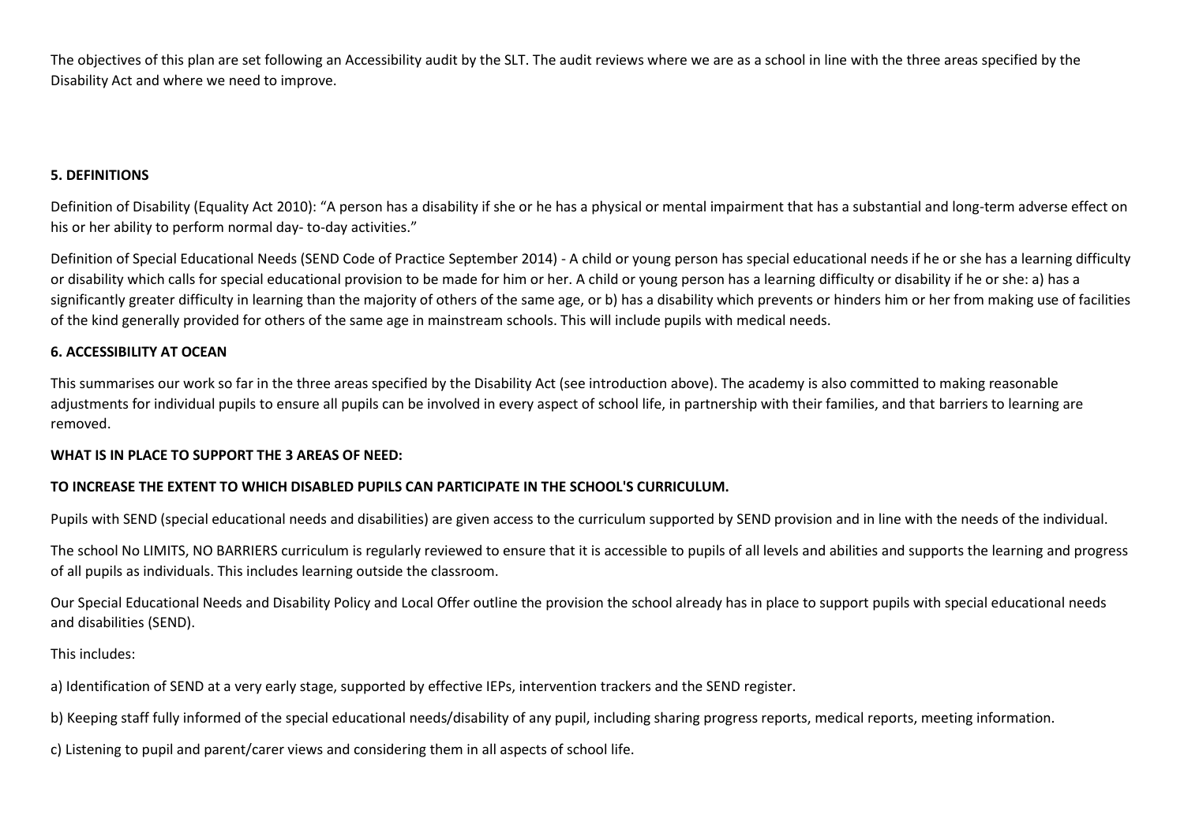The objectives of this plan are set following an Accessibility audit by the SLT. The audit reviews where we are as a school in line with the three areas specified by the Disability Act and where we need to improve.

## 5. DEFINITIONS

Definition of Disability (Equality Act 2010): "A person has a disability if she or he has a physical or mental impairment that has a substantial and long-term adverse effect on his or her ability to perform normal day- to-day activities."

Definition of Special Educational Needs (SEND Code of Practice September 2014) - A child or young person has special educational needs if he or she has a learning difficulty or disability which calls for special educational provision to be made for him or her. A child or young person has a learning difficulty or disability if he or she: a) has a significantly greater difficulty in learning than the majority of others of the same age, or b) has a disability which prevents or hinders him or her from making use of facilities of the kind generally provided for others of the same age in mainstream schools. This will include pupils with medical needs.

## 6. ACCESSIBILITY AT OCEAN

This summarises our work so far in the three areas specified by the Disability Act (see introduction above). The academy is also committed to making reasonable adjustments for individual pupils to ensure all pupils can be involved in every aspect of school life, in partnership with their families, and that barriers to learning are removed.

### WHAT IS IN PLACE TO SUPPORT THE 3 AREAS OF NEED:

### TO INCREASE THE EXTENT TO WHICH DISABLED PUPILS CAN PARTICIPATE IN THE SCHOOL'S CURRICULUM.

Pupils with SEND (special educational needs and disabilities) are given access to the curriculum supported by SEND provision and in line with the needs of the individual.

The school No LIMITS, NO BARRIERS curriculum is regularly reviewed to ensure that it is accessible to pupils of all levels and abilities and supports the learning and progress of all pupils as individuals. This includes learning outside the classroom.

Our Special Educational Needs and Disability Policy and Local Offer outline the provision the school already has in place to support pupils with special educational needs and disabilities (SEND).

This includes:

a) Identification of SEND at a very early stage, supported by effective IEPs, intervention trackers and the SEND register.

b) Keeping staff fully informed of the special educational needs/disability of any pupil, including sharing progress reports, medical reports, meeting information.

c) Listening to pupil and parent/carer views and considering them in all aspects of school life.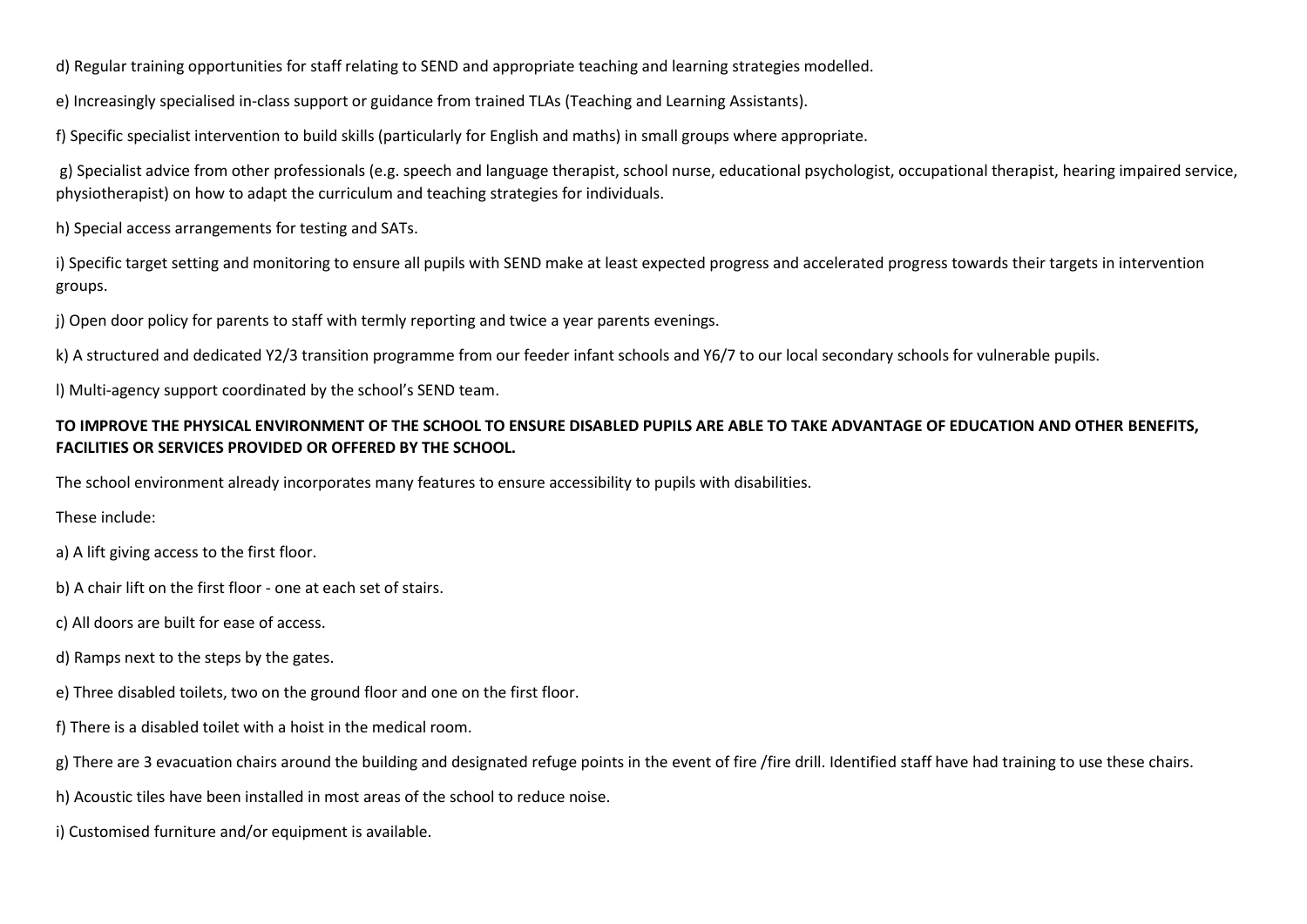d) Regular training opportunities for staff relating to SEND and appropriate teaching and learning strategies modelled.

e) Increasingly specialised in-class support or guidance from trained TLAs (Teaching and Learning Assistants).

f) Specific specialist intervention to build skills (particularly for English and maths) in small groups where appropriate.

g) Specialist advice from other professionals (e.g. speech and language therapist, school nurse, educational psychologist, occupational therapist, hearing impaired service, physiotherapist) on how to adapt the curriculum and teaching strategies for individuals.

h) Special access arrangements for testing and SATs.

i) Specific target setting and monitoring to ensure all pupils with SEND make at least expected progress and accelerated progress towards their targets in intervention groups.

j) Open door policy for parents to staff with termly reporting and twice a year parents evenings.

k) A structured and dedicated Y2/3 transition programme from our feeder infant schools and Y6/7 to our local secondary schools for vulnerable pupils.

l) Multi-agency support coordinated by the school's SEND team.

**TO IMPROVE THE PHYSICAL ENVIRONMENT OF THE SCHOOL TO ENSURE DISABLED PUPILS ARE ABLE TO TAKE ADVANTAGE OF EDUCATION AND OTHER BENEFITS, FACILITIES OR SERVICES PROVIDED OR OFFERED BY THE SCHOOL.**

The school environment already incorporates many features to ensure accessibility to pupils with disabilities.

These include:

a) A lift giving access to the first floor.

b) A chair lift on the first floor - one at each set of stairs.

c) All doors are built for ease of access.

d) Ramps next to the steps by the gates.

e) Three disabled toilets, two on the ground floor and one on the first floor.

f) There is a disabled toilet with a hoist in the medical room.

g) There are 3 evacuation chairs around the building and designated refuge points in the event of fire /fire drill. Identified staff have had training to use these chairs.

h) Acoustic tiles have been installed in most areas of the school to reduce noise.

i) Customised furniture and/or equipment is available.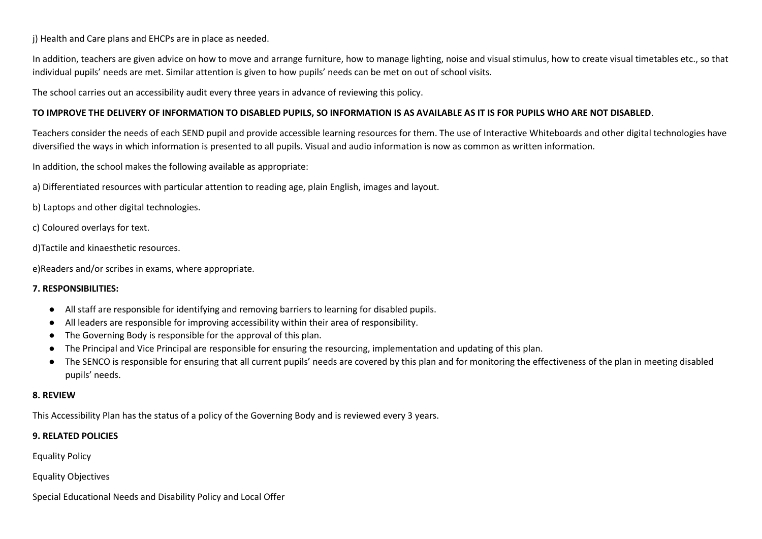j) Health and Care plans and EHCPs are in place as needed.

In addition, teachers are given advice on how to move and arrange furniture, how to manage lighting, noise and visual stimulus, how to create visual timetables etc., so that individual pupils' needs are met. Similar attention is given to how pupils' needs can be met on out of school visits.

The school carries out an accessibility audit every three years in advance of reviewing this policy.

**TO IMPROVE THE DELIVERY OF INFORMATION TO DISABLED PUPILS, SO INFORMATION IS AS AVAILABLE AS IT IS FOR PUPILS WHO ARE NOT DISABLED**.

Teachers consider the needs of each SEND pupil and provide accessible learning resources for them. The use of Interactive Whiteboards and other digital technologies have diversified the ways in which information is presented to all pupils. Visual and audio information is now as common as written information.

In addition, the school makes the following available as appropriate:

a) Differentiated resources with particular attention to reading age, plain English, images and layout.

b) Laptops and other digital technologies.

c) Coloured overlays for text.

d)Tactile and kinaesthetic resources.

e)Readers and/or scribes in exams, where appropriate.

**7. RESPONSIBILITIES:**

- All staff are responsible for identifying and removing barriers to learning for disabled pupils.
- All leaders are responsible for improving accessibility within their area of responsibility.
- The Governing Body is responsible for the approval of this plan.
- The Principal and Vice Principal are responsible for ensuring the resourcing, implementation and updating of this plan.
- The SENCO is responsible for ensuring that all current pupils' needs are covered by this plan and for monitoring the effectiveness of the plan in meeting disabled pupils' needs.

**8. REVIEW**

This Accessibility Plan has the status of a policy of the Governing Body and is reviewed every 3 years.

**9. RELATED POLICIES**

Equality Policy

Equality Objectives

Special Educational Needs and Disability Policy and Local Offer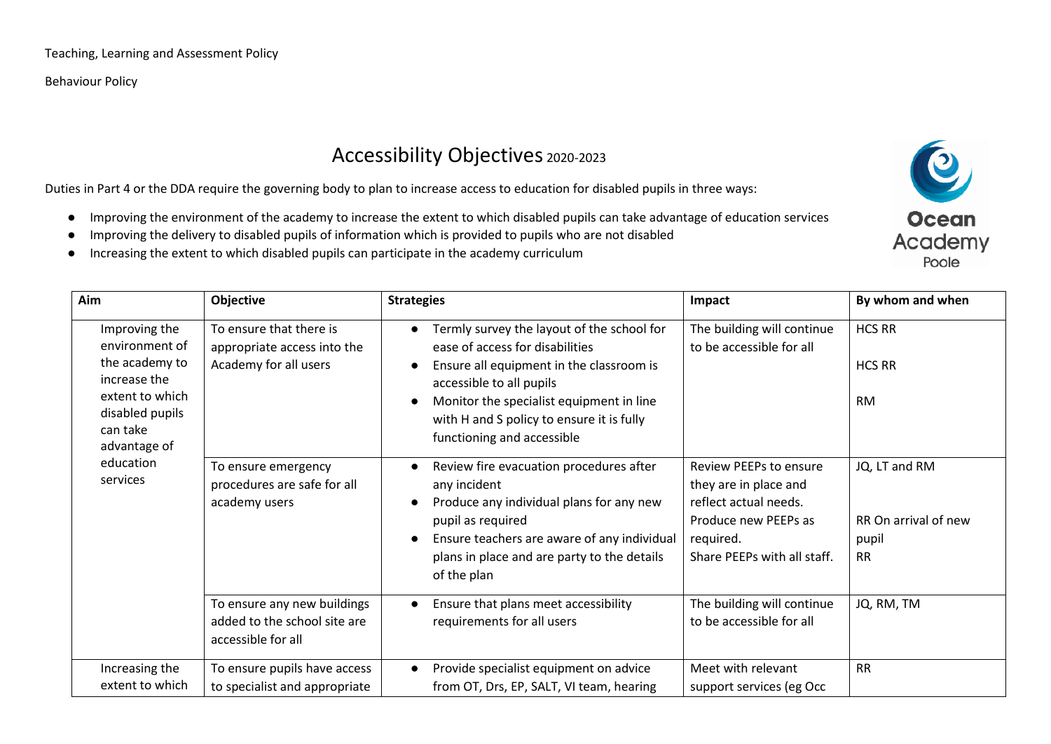Teaching, Learning and Assessment Policy

Behaviour Policy

# Accessibility Objectives 2020-2023

Duties in Part 4 or the DDA require the governing body to plan to increase access to education for disabled pupils in three ways:

- Improving the environment of the academy to increase the extent to which disabled pupils can take advantage of education services
- Improving the delivery to disabled pupils of information which is provided to pupils who are not disabled
- Increasing the extent to which disabled pupils can participate in the academy curriculum

| Aim | Objective | Strategies | Impact | By whom and when |
|---|---|---|---|---|
| Improving the environment of the academy to increase the extent to which disabled pupils can take advantage of education services | To ensure that there is appropriate access into the Academy for all users | • Termly survey the layout of the school for ease of access for disabilities<br>• Ensure all equipment in the classroom is accessible to all pupils<br>• Monitor the specialist equipment in line with H and S policy to ensure it is fully functioning and accessible | The building will continue to be accessible for all | HCS RR<br><br>HCS RR<br><br>RM |
| | To ensure emergency procedures are safe for all academy users | • Review fire evacuation procedures after any incident<br>• Produce any individual plans for any new pupil as required<br>• Ensure teachers are aware of any individual plans in place and are party to the details of the plan | Review PEEPs to ensure they are in place and reflect actual needs.<br>Produce new PEEPs as required.<br>Share PEEPs with all staff. | JQ, LT and RM<br><br>RR On arrival of new pupil<br>RR |
| | To ensure any new buildings added to the school site are accessible for all | • Ensure that plans meet accessibility requirements for all users | The building will continue to be accessible for all | JQ, RM, TM |
| Increasing the extent to which | To ensure pupils have access to specialist and appropriate | • Provide specialist equipment on advice from OT, Drs, EP, SALT, VI team, hearing | Meet with relevant support services (eg Occ | RR |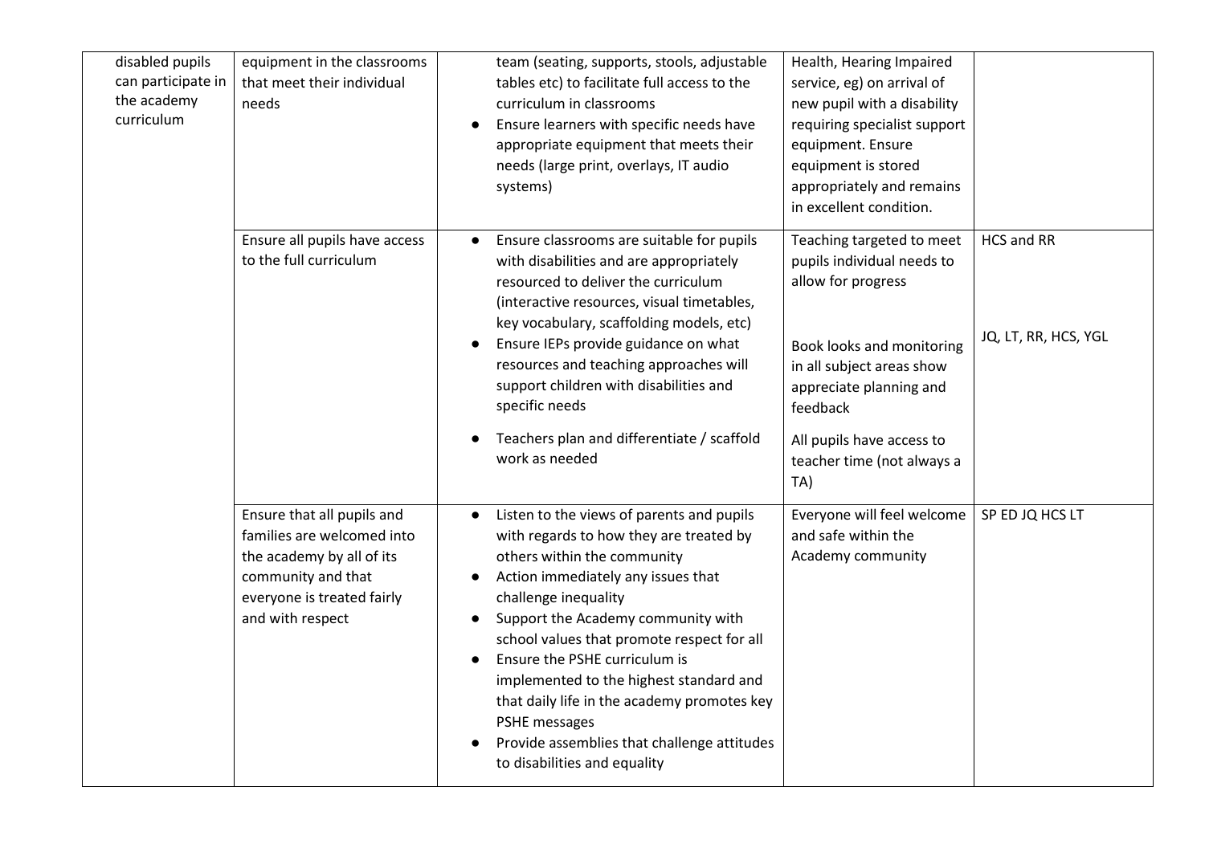| | | | | |
|---|---|---|---|---|
| disabled pupils can participate in the academy curriculum | equipment in the classrooms that meet their individual needs | team (seating, supports, stools, adjustable tables etc) to facilitate full access to the curriculum in classrooms<br>● Ensure learners with specific needs have appropriate equipment that meets their needs (large print, overlays, IT audio systems) | Health, Hearing Impaired service, eg) on arrival of new pupil with a disability requiring specialist support equipment. Ensure equipment is stored appropriately and remains in excellent condition. | |
| | Ensure all pupils have access to the full curriculum | ● Ensure classrooms are suitable for pupils with disabilities and are appropriately resourced to deliver the curriculum (interactive resources, visual timetables, key vocabulary, scaffolding models, etc)<br>● Ensure IEPs provide guidance on what resources and teaching approaches will support children with disabilities and specific needs<br>● Teachers plan and differentiate / scaffold work as needed | Teaching targeted to meet pupils individual needs to allow for progress<br><br>Book looks and monitoring in all subject areas show appreciate planning and feedback<br><br>All pupils have access to teacher time (not always a TA) | HCS and RR<br><br>JQ, LT, RR, HCS, YGL |
| | Ensure that all pupils and families are welcomed into the academy by all of its community and that everyone is treated fairly and with respect | ● Listen to the views of parents and pupils with regards to how they are treated by others within the community<br>● Action immediately any issues that challenge inequality<br>● Support the Academy community with school values that promote respect for all<br>● Ensure the PSHE curriculum is implemented to the highest standard and that daily life in the academy promotes key PSHE messages<br>● Provide assemblies that challenge attitudes to disabilities and equality | Everyone will feel welcome and safe within the Academy community | SP ED JQ HCS LT |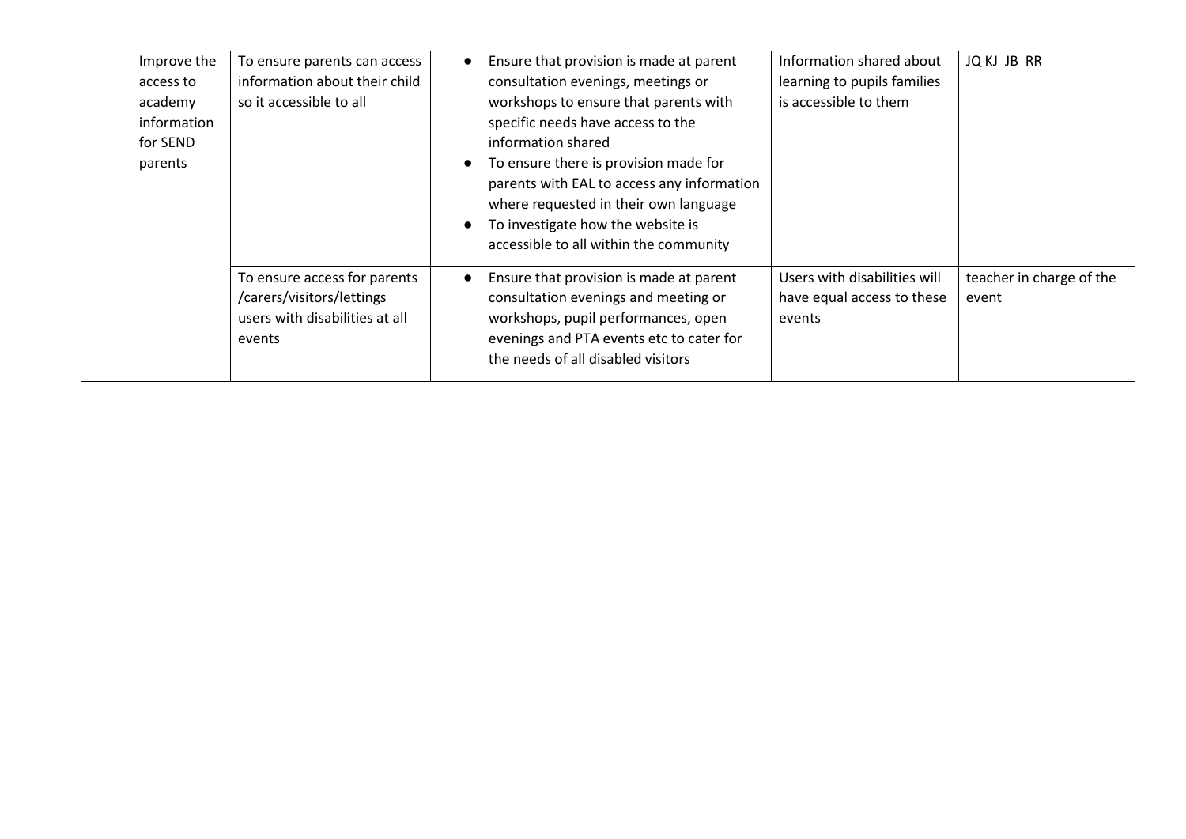| | | | | |
|---|---|---|---|---|
| Improve the access to academy information for SEND parents | To ensure parents can access information about their child so it accessible to all | • Ensure that provision is made at parent consultation evenings, meetings or workshops to ensure that parents with specific needs have access to the information shared<br>• To ensure there is provision made for parents with EAL to access any information where requested in their own language<br>• To investigate how the website is accessible to all within the community | Information shared about learning to pupils families is accessible to them | JQ KJ JB RR |
| | To ensure access for parents /carers/visitors/lettings users with disabilities at all events | • Ensure that provision is made at parent consultation evenings and meeting or workshops, pupil performances, open evenings and PTA events etc to cater for the needs of all disabled visitors | Users with disabilities will have equal access to these events | teacher in charge of the event |